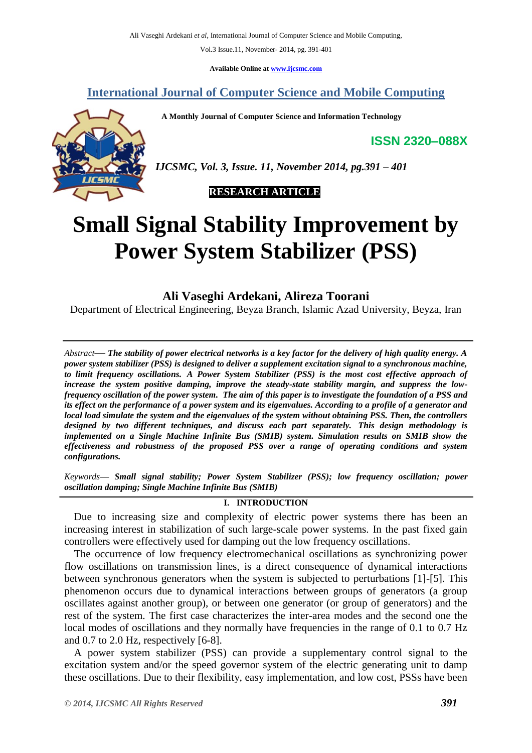# International Journal of Computer Science and Mobile Computing

A Monthly Journal of Computer Science and Information Technology

**ISSN 2320–088X**

*IJCSMC, Vol. 3, Issue. 11, November 2014, pg.391 – 401*

**RESEARCH ARTICLE**

# Small Signal Stability Improvement by Power System Stabilizer (PSS)

## Ali Vaseghi Ardekani, Alireza Toorani

Department of Electrical Engineering, Beyza Branch, Islamic Azad University, Beyza, Iran

*Abstract*— ***The stability of power electrical networks is a key factor for the delivery of high quality energy. A power system stabilizer (PSS) is designed to deliver a supplement excitation signal to a synchronous machine, to limit frequency oscillations. A Power System Stabilizer (PSS) is the most cost effective approach of increase the system positive damping, improve the steady-state stability margin, and suppress the low-frequency oscillation of the power system. The aim of this paper is to investigate the foundation of a PSS and its effect on the performance of a power system and its eigenvalues. According to a profile of a generator and local load simulate the system and the eigenvalues of the system without obtaining PSS. Then, the controllers designed by two different techniques, and discuss each part separately. This design methodology is implemented on a Single Machine Infinite Bus (SMIB) system. Simulation results on SMIB show the effectiveness and robustness of the proposed PSS over a range of operating conditions and system configurations.***

*Keywords*— ***Small signal stability; Power System Stabilizer (PSS); low frequency oscillation; power oscillation damping; Single Machine Infinite Bus (SMIB)***

## I. INTRODUCTION

Due to increasing size and complexity of electric power systems there has been an increasing interest in stabilization of such large-scale power systems. In the past fixed gain controllers were effectively used for damping out the low frequency oscillations.

The occurrence of low frequency electromechanical oscillations as synchronizing power flow oscillations on transmission lines, is a direct consequence of dynamical interactions between synchronous generators when the system is subjected to perturbations [1]-[5]. This phenomenon occurs due to dynamical interactions between groups of generators (a group oscillates against another group), or between one generator (or group of generators) and the rest of the system. The first case characterizes the inter-area modes and the second one the local modes of oscillations and they normally have frequencies in the range of 0.1 to 0.7 Hz and 0.7 to 2.0 Hz, respectively [6-8].

A power system stabilizer (PSS) can provide a supplementary control signal to the excitation system and/or the speed governor system of the electric generating unit to damp these oscillations. Due to their flexibility, easy implementation, and low cost, PSSs have been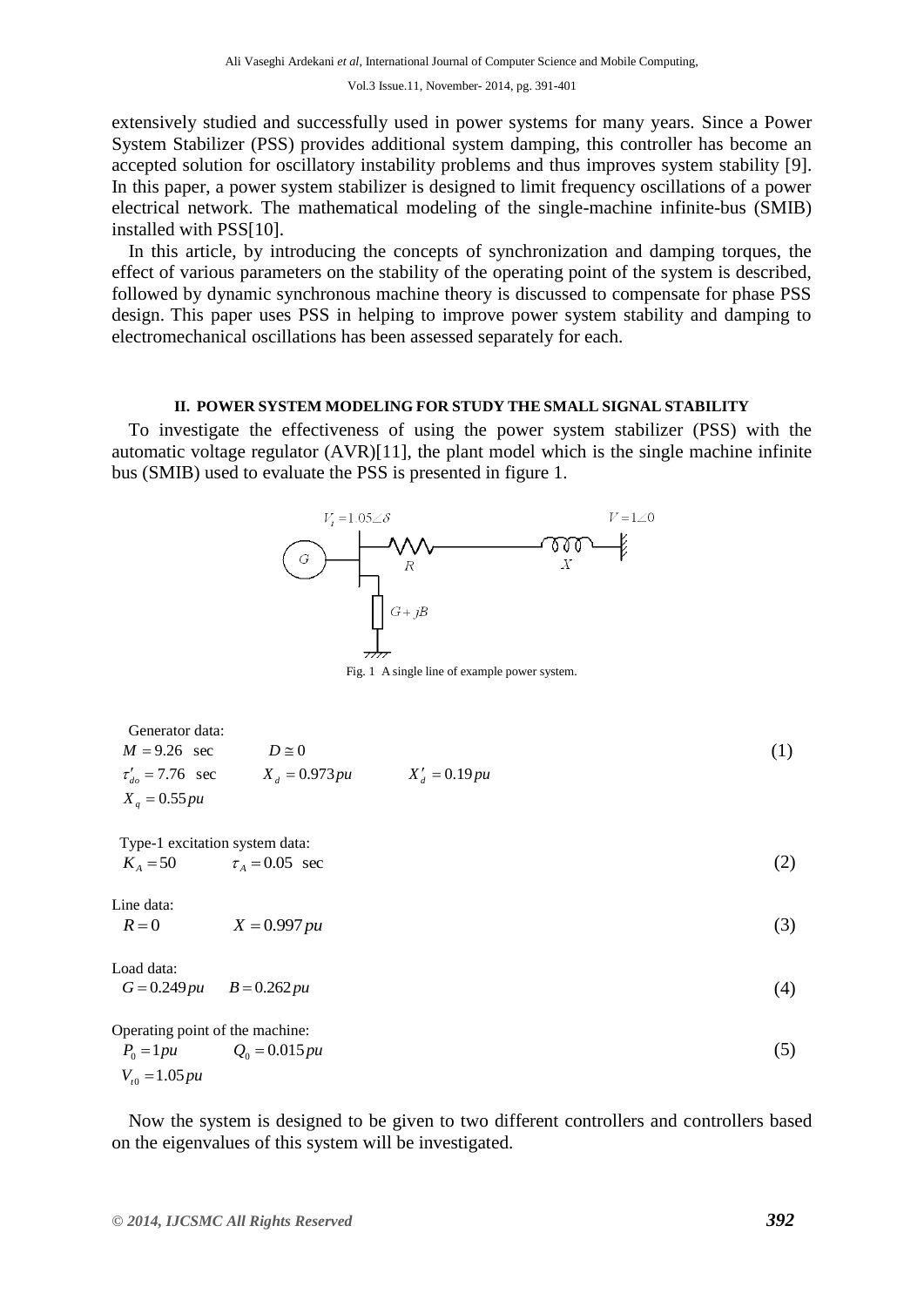extensively studied and successfully used in power systems for many years. Since a Power System Stabilizer (PSS) provides additional system damping, this controller has become an accepted solution for oscillatory instability problems and thus improves system stability [9]. In this paper, a power system stabilizer is designed to limit frequency oscillations of a power electrical network. The mathematical modeling of the single-machine infinite-bus (SMIB) installed with PSS[10].

In this article, by introducing the concepts of synchronization and damping torques, the effect of various parameters on the stability of the operating point of the system is described, followed by dynamic synchronous machine theory is discussed to compensate for phase PSS design. This paper uses PSS in helping to improve power system stability and damping to electromechanical oscillations has been assessed separately for each.

## II. POWER SYSTEM MODELING FOR STUDY THE SMALL SIGNAL STABILITY

To investigate the effectiveness of using the power system stabilizer (PSS) with the automatic voltage regulator (AVR)[11], the plant model which is the single machine infinite bus (SMIB) used to evaluate the PSS is presented in figure 1.

$V_t = 1.05\angle\delta$ $\quad V = 1\angle 0$

G $\quad R \quad X \quad G + jB$

Fig. 1 A single line of example power system.

Generator data:

$$M = 9.26 \text{ sec} \qquad D \cong 0$$
$$\tau'_{do} = 7.76 \text{ sec} \qquad X_d = 0.973\,pu \qquad X'_d = 0.19\,pu \tag{1}$$
$$X_q = 0.55\,pu$$

Type-1 excitation system data:

$$K_A = 50 \qquad \tau_A = 0.05 \text{ sec} \tag{2}$$

Line data:

$$R = 0 \qquad X = 0.997\,pu \tag{3}$$

Load data:

$$G = 0.249\,pu \qquad B = 0.262\,pu \tag{4}$$

Operating point of the machine:

$$P_0 = 1\,pu \qquad Q_0 = 0.015\,pu \tag{5}$$
$$V_{t0} = 1.05\,pu$$

Now the system is designed to be given to two different controllers and controllers based on the eigenvalues of this system will be investigated.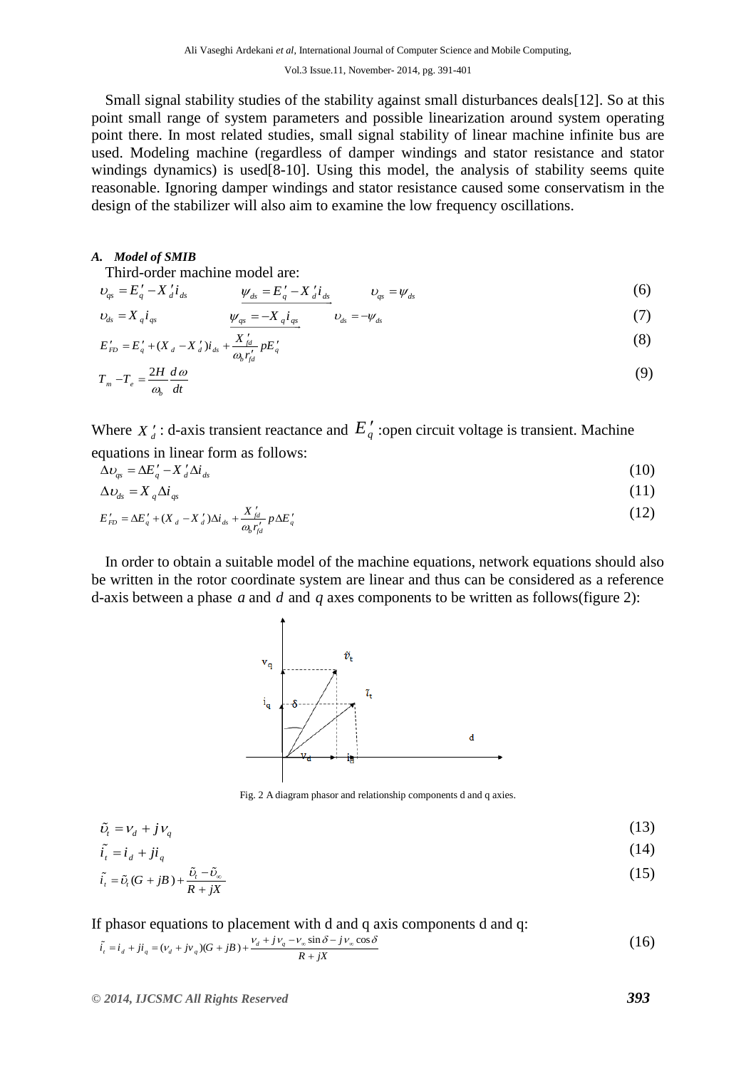Small signal stability studies of the stability against small disturbances deals[12]. So at this point small range of system parameters and possible linearization around system operating point there. In most related studies, small signal stability of linear machine infinite bus are used. Modeling machine (regardless of damper windings and stator resistance and stator windings dynamics) is used[8-10]. Using this model, the analysis of stability seems quite reasonable. Ignoring damper windings and stator resistance caused some conservatism in the design of the stabilizer will also aim to examine the low frequency oscillations.

### *A. Model of SMIB*

Third-order machine model are:

$$\upsilon_{qs} = E_q' - X_d' i_{ds} \qquad \psi_{ds} = E_q' - X_d' i_{ds} \qquad \upsilon_{qs} = \psi_{ds} \tag{6}$$

$$\upsilon_{ds} = X_q i_{qs} \qquad \psi_{qs} = -X_q i_{qs} \qquad \upsilon_{ds} = -\psi_{ds} \tag{7}$$

$$E_{FD}' = E_q' + (X_d - X_d') i_{ds} + \frac{X_{fd}'}{\omega_b r_{fd}'} p E_q' \tag{8}$$

$$T_m - T_e = \frac{2H}{\omega_b} \frac{d\omega}{dt} \tag{9}$$

Where $X_d'$: d-axis transient reactance and $E_q'$ :open circuit voltage is transient. Machine equations in linear form as follows:

$$\Delta\upsilon_{qs} = \Delta E_q' - X_d' \Delta i_{ds} \tag{10}$$

$$\Delta\upsilon_{ds} = X_q \Delta i_{qs} \tag{11}$$

$$E_{FD}' = \Delta E_q' + (X_d - X_d') \Delta i_{ds} + \frac{X_{fd}'}{\omega_b r_{fd}'} p \Delta E_q' \tag{12}$$

In order to obtain a suitable model of the machine equations, network equations should also be written in the rotor coordinate system are linear and thus can be considered as a reference d-axis between a phase *a* and *d* and *q* axes components to be written as follows(figure 2):

Fig. 2 A diagram phasor and relationship components d and q axies.

$$\tilde{\upsilon}_t = v_d + j v_q \tag{13}$$

$$\tilde{i}_t = i_d + j i_q \tag{14}$$

$$\tilde{i}_t = \tilde{\upsilon}_t (G + jB) + \frac{\tilde{\upsilon}_t - \tilde{\upsilon}_\infty}{R + jX} \tag{15}$$

If phasor equations to placement with d and q axis components d and q:

$$\tilde{i}_t = i_d + j i_q = (v_d + j v_q)(G + jB) + \frac{v_d + j v_q - v_\infty \sin\delta - j v_\infty \cos\delta}{R + jX} \tag{16}$$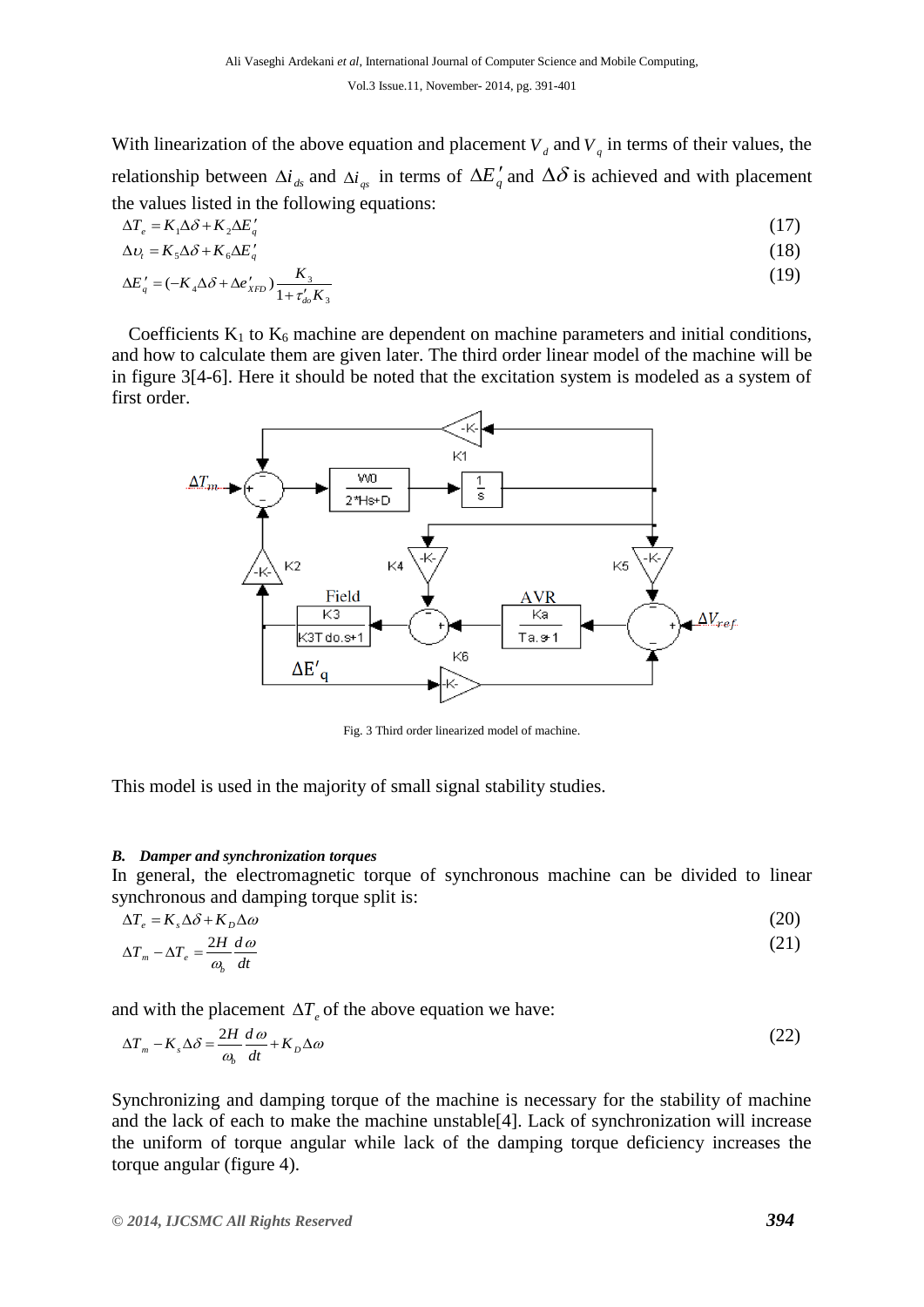With linearization of the above equation and placement $V_d$ and $V_q$ in terms of their values, the relationship between $\Delta i_{ds}$ and $\Delta i_{qs}$ in terms of $\Delta E'_q$ and $\Delta\delta$ is achieved and with placement the values listed in the following equations:

$$\Delta T_e = K_1 \Delta\delta + K_2 \Delta E'_q \tag{17}$$

$$\Delta \upsilon_t = K_5 \Delta\delta + K_6 \Delta E'_q \tag{18}$$

$$\Delta E'_q = (-K_4 \Delta\delta + \Delta e'_{XFD}) \frac{K_3}{1+\tau'_{do} K_3} \tag{19}$$

Coefficients $K_1$ to $K_6$ machine are dependent on machine parameters and initial conditions, and how to calculate them are given later. The third order linear model of the machine will be in figure 3[4-6]. Here it should be noted that the excitation system is modeled as a system of first order.

Fig. 3 Third order linearized model of machine.

This model is used in the majority of small signal stability studies.

### *B. Damper and synchronization torques*

In general, the electromagnetic torque of synchronous machine can be divided to linear synchronous and damping torque split is:

$$\Delta T_e = K_s \Delta\delta + K_D \Delta\omega \tag{20}$$

$$\Delta T_m - \Delta T_e = \frac{2H}{\omega_b} \frac{d\omega}{dt} \tag{21}$$

and with the placement $\Delta T_e$ of the above equation we have:

$$\Delta T_m - K_s \Delta\delta = \frac{2H}{\omega_b} \frac{d\omega}{dt} + K_D \Delta\omega \tag{22}$$

Synchronizing and damping torque of the machine is necessary for the stability of machine and the lack of each to make the machine unstable[4]. Lack of synchronization will increase the uniform of torque angular while lack of the damping torque deficiency increases the torque angular (figure 4).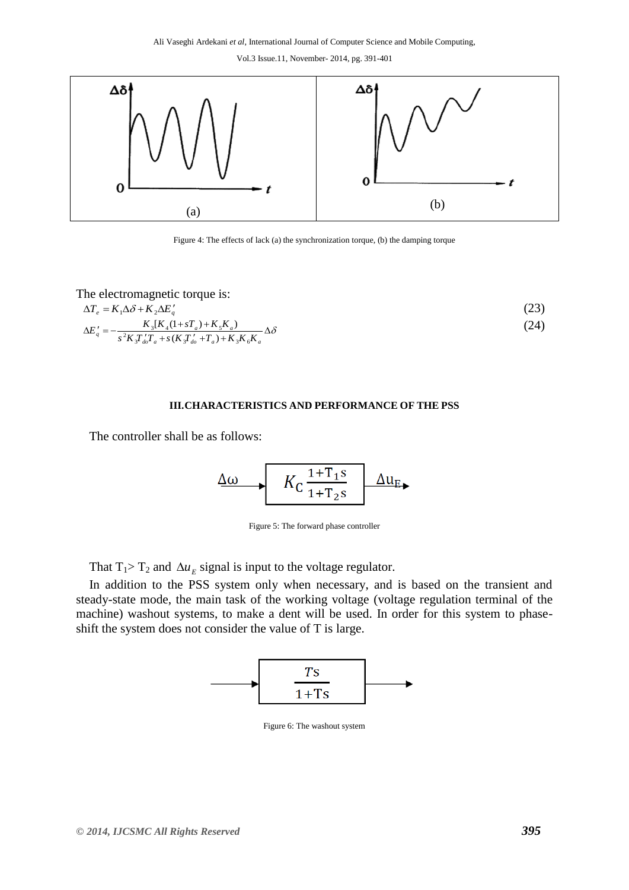Figure 4: The effects of lack (a) the synchronization torque, (b) the damping torque

The electromagnetic torque is:

$$\Delta T_e = K_1 \Delta\delta + K_2 \Delta E_q' \tag{23}$$

$$\Delta E_q' = -\frac{K_3[K_4(1+sT_a)+K_5K_a)}{s^2K_3T_{do}'T_a + s(K_3T_{do}' + T_a) + K_3K_6K_a}\Delta\delta \tag{24}$$

### III. CHARACTERISTICS AND PERFORMANCE OF THE PSS

The controller shall be as follows:

$$\Delta\omega \rightarrow \boxed{K_C \frac{1+T_1 s}{1+T_2 s}} \rightarrow \Delta u_E$$

Figure 5: The forward phase controller

That $T_1 > T_2$ and $\Delta u_E$ signal is input to the voltage regulator.

In addition to the PSS system only when necessary, and is based on the transient and steady-state mode, the main task of the working voltage (voltage regulation terminal of the machine) washout systems, to make a dent will be used. In order for this system to phase-shift the system does not consider the value of T is large.

$$\rightarrow \boxed{\frac{Ts}{1+Ts}} \rightarrow$$

Figure 6: The washout system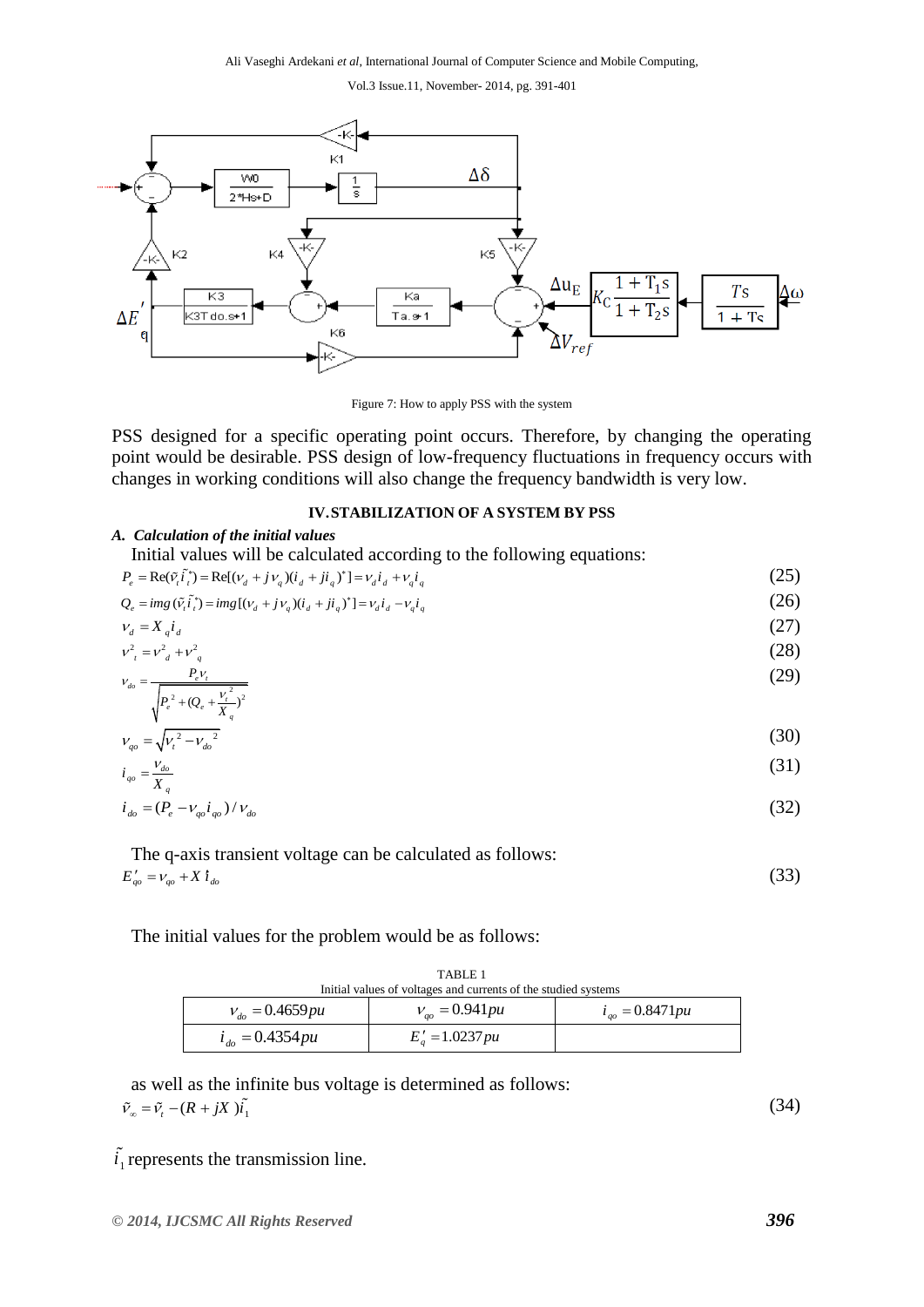Figure 7: How to apply PSS with the system

PSS designed for a specific operating point occurs. Therefore, by changing the operating point would be desirable. PSS design of low-frequency fluctuations in frequency occurs with changes in working conditions will also change the frequency bandwidth is very low.

## IV. STABILIZATION OF A SYSTEM BY PSS

### *A. Calculation of the initial values*

Initial values will be calculated according to the following equations:

$$P_e = \mathrm{Re}(\tilde{v}_t \tilde{i}_t^*) = \mathrm{Re}[(v_d + jv_q)(i_d + ji_q)^*] = v_d i_d + v_q i_q \tag{25}$$

$$Q_e = img(\tilde{v}_t \tilde{i}_t^*) = img[(v_d + jv_q)(i_d + ji_q)^*] = v_d i_d - v_q i_q \tag{26}$$

$$v_d = X_q i_d \tag{27}$$

$$v_t^2 = v_d^2 + v_q^2 \tag{28}$$

$$v_{do} = \frac{P_e v_t}{\sqrt{P_e^2 + (Q_e + \frac{v_t^2}{X_q})^2}} \tag{29}$$

$$v_{qo} = \sqrt{v_t^2 - v_{do}^2} \tag{30}$$

$$i_{qo} = \frac{v_{do}}{X_q} \tag{31}$$

$$i_{do} = (P_e - v_{qo} i_{qo}) / v_{do} \tag{32}$$

The q-axis transient voltage can be calculated as follows:

$$E'_{qo} = v_{qo} + X'i_{do} \tag{33}$$

The initial values for the problem would be as follows:

TABLE 1
Initial values of voltages and currents of the studied systems

| $v_{do} = 0.4659pu$ | $v_{qo} = 0.941pu$ | $i_{qo} = 0.8471pu$ |
|---|---|---|
| $i_{do} = 0.4354pu$ | $E'_q = 1.0237pu$ | |

as well as the infinite bus voltage is determined as follows:

$$\tilde{v}_\infty = \tilde{v}_t - (R + jX)\tilde{i}_1 \tag{34}$$

$\tilde{i}_1$ represents the transmission line.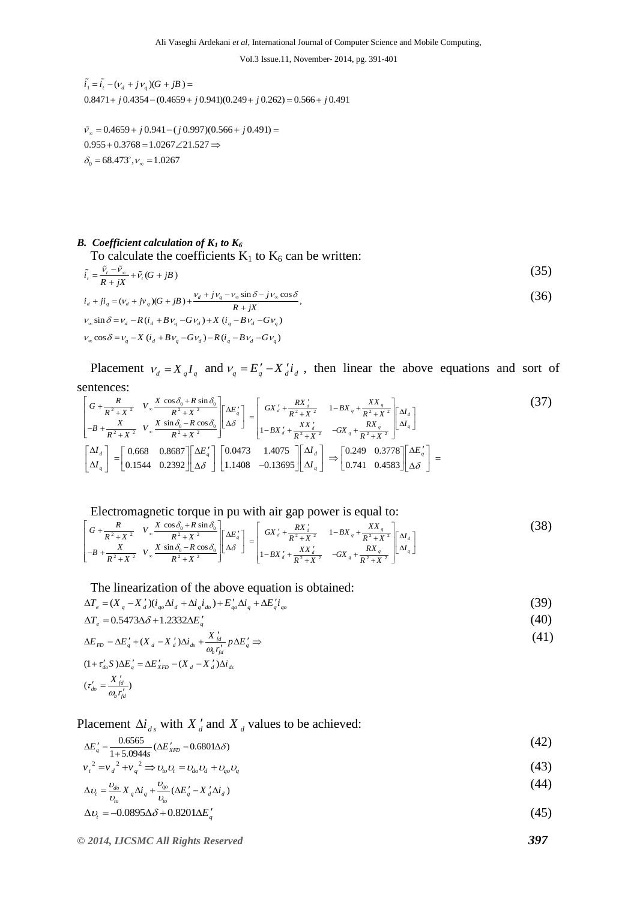$$\tilde{i}_1 = \tilde{i}_t - (v_d + jv_q)(G + jB) =$$
$$0.8471 + j0.4354 - (0.4659 + j0.941)(0.249 + j0.262) = 0.566 + j0.491$$

$$\tilde{v}_\infty = 0.4659 + j0.941 - (j0.997)(0.566 + j0.491) =$$
$$0.955 + 0.3768 = 1.0267\angle 21.527 \Rightarrow$$
$$\delta_0 = 68.473^\circ, v_\infty = 1.0267$$

### *B. Coefficient calculation of $K_1$ to $K_6$*

To calculate the coefficients $K_1$ to $K_6$ can be written:

$$\tilde{i}_t = \frac{\tilde{v}_t - \tilde{v}_\infty}{R + jX} + \tilde{v}_t(G + jB) \tag{35}$$

$$i_d + ji_q = (v_d + jv_q)(G + jB) + \frac{v_d + jv_q - v_\infty \sin\delta - jv_\infty \cos\delta}{R + jX}, \tag{36}$$

$$v_\infty \sin\delta = v_d - R(i_d + Bv_q - Gv_d) + X(i_q - Bv_d - Gv_q)$$

$$v_\infty \cos\delta = v_q - X(i_d + Bv_q - Gv_d) - R(i_q - Bv_d - Gv_q)$$

Placement $v_d = X_q I_q$ and $v_q = E'_q - X'_d i_d$, then linear the above equations and sort of sentences:

$$\begin{bmatrix} G + \frac{R}{R^2 + X^2} & V_\infty \frac{X\cos\delta_0 + R\sin\delta_0}{R^2 + X^2} \\ -B + \frac{X}{R^2 + X^2} & V_\infty \frac{X\sin\delta_0 - R\cos\delta_0}{R^2 + X^2} \end{bmatrix} \begin{bmatrix} \Delta E'_q \\ \Delta\delta \end{bmatrix} = \begin{bmatrix} GX'_d + \frac{RX'_d}{R^2 + X^2} & 1 - BX_q + \frac{XX_q}{R^2 + X^2} \\ 1 - BX'_d + \frac{XX'_d}{R^2 + X^2} & -GX_q + \frac{RX_q}{R^2 + X^2} \end{bmatrix} \begin{bmatrix} \Delta I_d \\ \Delta I_q \end{bmatrix} \tag{37}$$

$$\begin{bmatrix} \Delta I_d \\ \Delta I_q \end{bmatrix} = \begin{bmatrix} 0.668 & 0.8687 \\ 0.1544 & 0.2392 \end{bmatrix} \begin{bmatrix} \Delta E'_q \\ \Delta\delta \end{bmatrix} \begin{bmatrix} 0.0473 & 1.4075 \\ 1.1408 & -0.13695 \end{bmatrix} \begin{bmatrix} \Delta I_d \\ \Delta I_q \end{bmatrix} \Rightarrow \begin{bmatrix} 0.249 & 0.3778 \\ 0.741 & 0.4583 \end{bmatrix} \begin{bmatrix} \Delta E'_q \\ \Delta\delta \end{bmatrix} =$$

Electromagnetic torque in pu with air gap power is equal to:

$$\begin{bmatrix} G + \frac{R}{R^2 + X^2} & V_\infty \frac{X\cos\delta_0 + R\sin\delta_0}{R^2 + X^2} \\ -B + \frac{X}{R^2 + X^2} & V_\infty \frac{X\sin\delta_0 - R\cos\delta_0}{R^2 + X^2} \end{bmatrix} \begin{bmatrix} \Delta E'_q \\ \Delta\delta \end{bmatrix} = \begin{bmatrix} GX'_d + \frac{RX'_d}{R^2 + X^2} & 1 - BX_q + \frac{XX_q}{R^2 + X^2} \\ 1 - BX'_d + \frac{XX'_d}{R^2 + X^2} & -GX_q + \frac{RX_q}{R^2 + X^2} \end{bmatrix} \begin{bmatrix} \Delta I_d \\ \Delta I_q \end{bmatrix} \tag{38}$$

The linearization of the above equation is obtained:

$$\Delta T_e = (X_q - X'_d)(i_{qo}\Delta i_d + \Delta i_q i_{do}) + E'_{qo}\Delta i_q + \Delta E'_q i_{qo} \tag{39}$$

$$\Delta T_e = 0.5473\Delta\delta + 1.2332\Delta E'_q \tag{40}$$

$$\Delta E_{FD} = \Delta E'_q + (X_d - X'_d)\Delta i_{ds} + \frac{X'_{fd}}{\omega_b r'_{fd}} p\Delta E'_q \Rightarrow \tag{41}$$

$$(1 + \tau'_{do}S)\Delta E'_q = \Delta E'_{XFD} - (X_d - X'_d)\Delta i_{ds}$$

$$(\tau'_{do} = \frac{X'_{fd}}{\omega_b r'_{fd}})$$

Placement $\Delta i_{ds}$ with $X'_d$ and $X_d$ values to be achieved:

$$\Delta E'_q = \frac{0.6565}{1 + 5.0944s}(\Delta E'_{XFD} - 0.6801\Delta\delta) \tag{42}$$

$$v_t^2 = v_d^2 + v_q^2 \Rightarrow \upsilon_{to}\upsilon_t = \upsilon_{do}\upsilon_d + \upsilon_{qo}\upsilon_q \tag{43}$$

$$\Delta\upsilon_t = \frac{\upsilon_{do}}{\upsilon_{to}} X_q \Delta i_q + \frac{\upsilon_{qo}}{\upsilon_{to}}(\Delta E'_q - X'_d \Delta i_d) \tag{44}$$

$$\Delta\upsilon_t = -0.0895\Delta\delta + 0.8201\Delta E'_q \tag{45}$$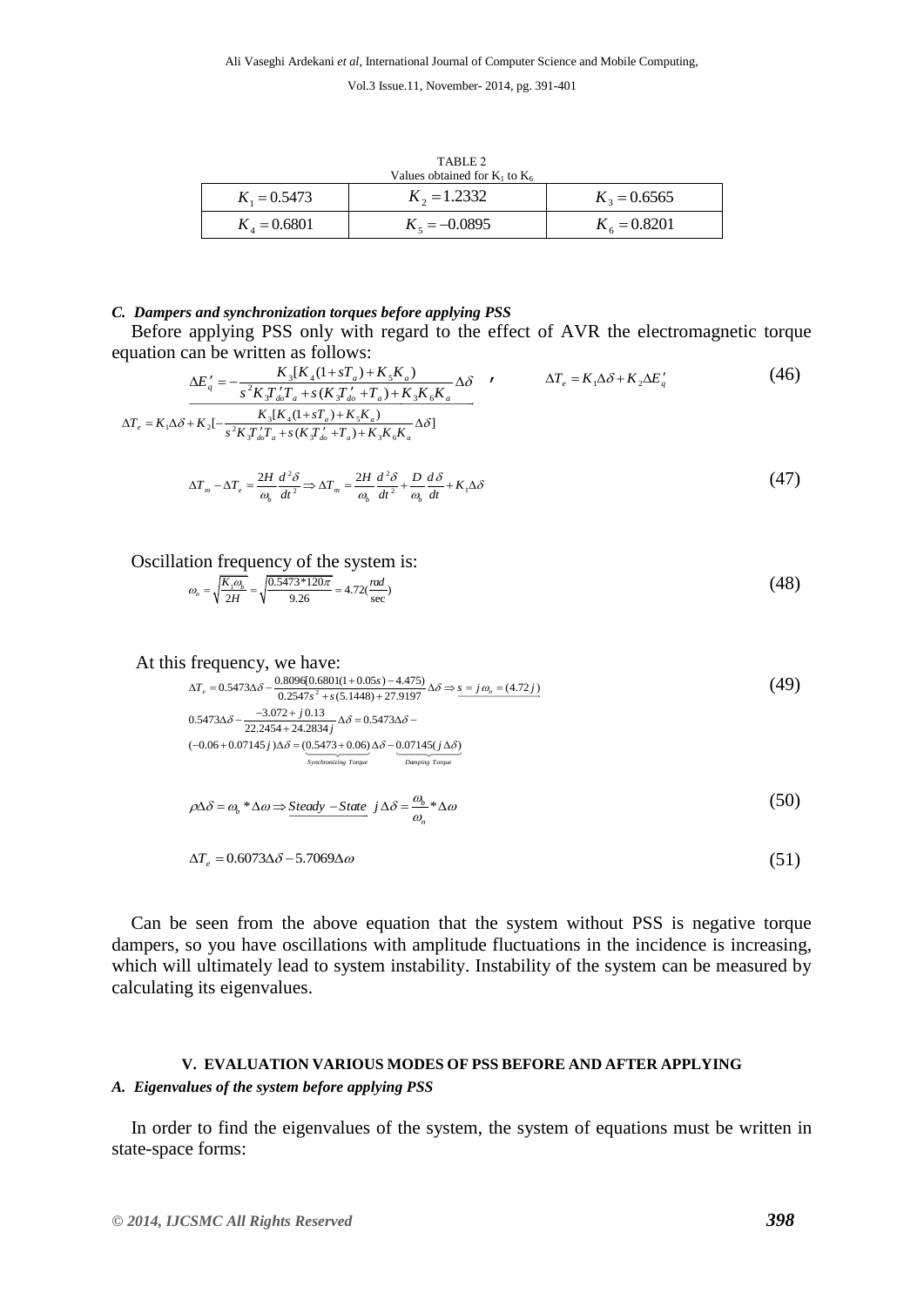TABLE 2
Values obtained for $K_1$ to $K_6$

| $K_1 = 0.5473$ | $K_2 = 1.2332$ | $K_3 = 0.6565$ |
|---|---|---|
| $K_4 = 0.6801$ | $K_5 = -0.0895$ | $K_6 = 0.8201$ |

### *C. Dampers and synchronization torques before applying PSS*

Before applying PSS only with regard to the effect of AVR the electromagnetic torque equation can be written as follows:

$$\Delta E_q' = -\frac{K_3[K_4(1+sT_a)+K_5K_a]}{s^2K_3T_{do}'T_a + s(K_3T_{do}' + T_a) + K_3K_6K_a}\Delta\delta \quad , \qquad \Delta T_e = K_1\Delta\delta + K_2\Delta E_q' \tag{46}$$

$$\Delta T_e = K_1\Delta\delta + K_2[-\frac{K_3[K_4(1+sT_a)+K_5K_a]}{s^2K_3T_{do}'T_a + s(K_3T_{do}' + T_a) + K_3K_6K_a}\Delta\delta]$$

$$\Delta T_m - \Delta T_e = \frac{2H}{\omega_b}\frac{d^2\delta}{dt^2} \Rightarrow \Delta T_m = \frac{2H}{\omega_b}\frac{d^2\delta}{dt^2} + \frac{D}{\omega_b}\frac{d\delta}{dt} + K_1\Delta\delta \tag{47}$$

Oscillation frequency of the system is:

$$\omega_n = \sqrt{\frac{K_1\omega_b}{2H}} = \sqrt{\frac{0.5473*120\pi}{9.26}} = 4.72(\frac{rad}{\sec}) \tag{48}$$

At this frequency, we have:

$$\Delta T_e = 0.5473\Delta\delta - \frac{0.8096[0.6801(1+0.05s)-4.475)}{0.2547s^2 + s(5.1448) + 27.9197}\Delta\delta \Rightarrow \underline{s = j\omega_n = (4.72j)} \tag{49}$$

$$0.5473\Delta\delta - \frac{-3.072 + j0.13}{22.2454 + 24.2834j}\Delta\delta = 0.5473\Delta\delta -$$

$$(-0.06 + 0.07145j)\Delta\delta = \underbrace{(0.5473 + 0.06)\Delta\delta}_{Synchronizing\ Torque} - \underbrace{0.07145(j\Delta\delta)}_{Damping\ Torque}$$

$$\rho\Delta\delta = \omega_b * \Delta\omega \Rightarrow \underline{Steady - State}\ \ j\Delta\delta = \frac{\omega_b}{\omega_n} * \Delta\omega \tag{50}$$

$$\Delta T_e = 0.6073\Delta\delta - 5.7069\Delta\omega \tag{51}$$

Can be seen from the above equation that the system without PSS is negative torque dampers, so you have oscillations with amplitude fluctuations in the incidence is increasing, which will ultimately lead to system instability. Instability of the system can be measured by calculating its eigenvalues.

## V. EVALUATION VARIOUS MODES OF PSS BEFORE AND AFTER APPLYING

### *A. Eigenvalues of the system before applying PSS*

In order to find the eigenvalues of the system, the system of equations must be written in state-space forms: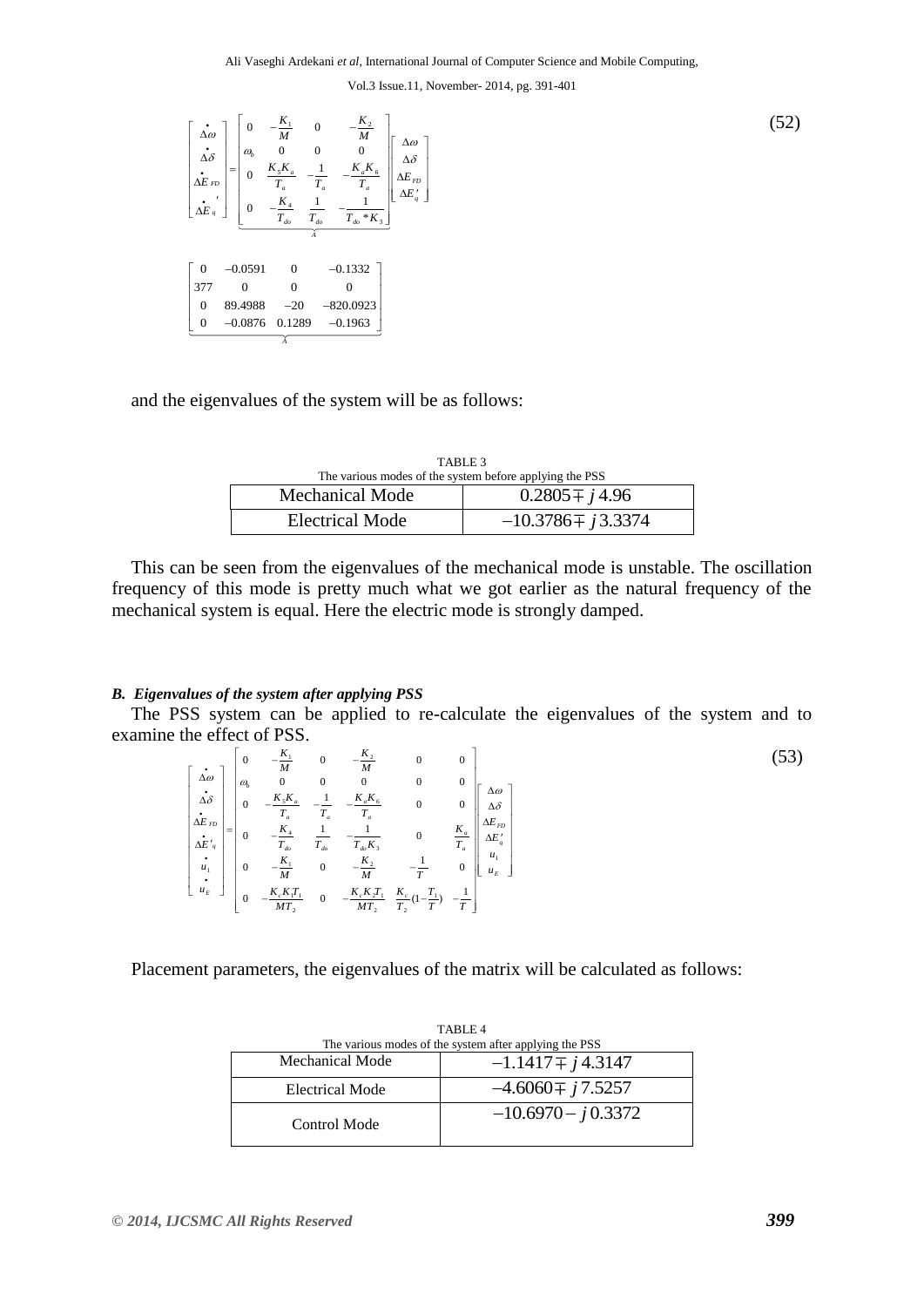$$
\begin{bmatrix} \dot{\Delta\omega} \\ \dot{\Delta\delta} \\ \dot{\Delta E}_{FD} \\ \dot{\Delta E}'_q \end{bmatrix} = \underbrace{\begin{bmatrix} 0 & -\frac{K_1}{M} & 0 & -\frac{K_2}{M} \\ \omega_b & 0 & 0 & 0 \\ 0 & \frac{K_5 K_a}{T_a} & -\frac{1}{T_a} & -\frac{K_a K_6}{T_a} \\ 0 & -\frac{K_4}{T_{do}} & \frac{1}{T_{do}} & -\frac{1}{T_{do} * K_3} \end{bmatrix}}_{A} \begin{bmatrix} \Delta\omega \\ \Delta\delta \\ \Delta E_{FD} \\ \Delta E'_q \end{bmatrix} \tag{52}
$$

$$
\underbrace{\begin{bmatrix} 0 & -0.0591 & 0 & -0.1332 \\ 377 & 0 & 0 & 0 \\ 0 & 89.4988 & -20 & -820.0923 \\ 0 & -0.0876 & 0.1289 & -0.1963 \end{bmatrix}}_{A}
$$

and the eigenvalues of the system will be as follows:

TABLE 3
The various modes of the system before applying the PSS

| | |
|---|---|
| Mechanical Mode | $0.2805 \mp j\,4.96$ |
| Electrical Mode | $-10.3786 \mp j\,3.3374$ |

This can be seen from the eigenvalues of the mechanical mode is unstable. The oscillation frequency of this mode is pretty much what we got earlier as the natural frequency of the mechanical system is equal. Here the electric mode is strongly damped.

### *B. Eigenvalues of the system after applying PSS*

The PSS system can be applied to re-calculate the eigenvalues of the system and to examine the effect of PSS.

$$
\begin{bmatrix} \dot{\Delta\omega} \\ \dot{\Delta\delta} \\ \dot{\Delta E}_{FD} \\ \dot{\Delta E}'_q \\ \dot{u}_1 \\ \dot{u}_E \end{bmatrix} = \begin{bmatrix} 0 & -\frac{K_1}{M} & 0 & -\frac{K_2}{M} & 0 & 0 \\ \omega_b & 0 & 0 & 0 & 0 & 0 \\ 0 & -\frac{K_5 K_a}{T_a} & -\frac{1}{T_a} & -\frac{K_a K_6}{T_a} & 0 & 0 \\ 0 & -\frac{K_4}{T_{do}} & \frac{1}{T_{do}} & -\frac{1}{T_{do} K_3} & 0 & \frac{K_a}{T_a} \\ 0 & -\frac{K_1}{M} & 0 & -\frac{K_2}{M} & -\frac{1}{T} & 0 \\ 0 & -\frac{K_c K_1 T_1}{M T_2} & 0 & -\frac{K_c K_2 T_1}{M T_2} & \frac{K_c}{T_2}(1-\frac{T_1}{T}) & -\frac{1}{T} \end{bmatrix} \begin{bmatrix} \Delta\omega \\ \Delta\delta \\ \Delta E_{FD} \\ \Delta E'_q \\ u_1 \\ u_E \end{bmatrix} \tag{53}
$$

Placement parameters, the eigenvalues of the matrix will be calculated as follows:

TABLE 4
The various modes of the system after applying the PSS

| | |
|---|---|
| Mechanical Mode | $-1.1417 \mp j\,4.3147$ |
| Electrical Mode | $-4.6060 \mp j\,7.5257$ |
| Control Mode | $-10.6970 - j\,0.3372$ |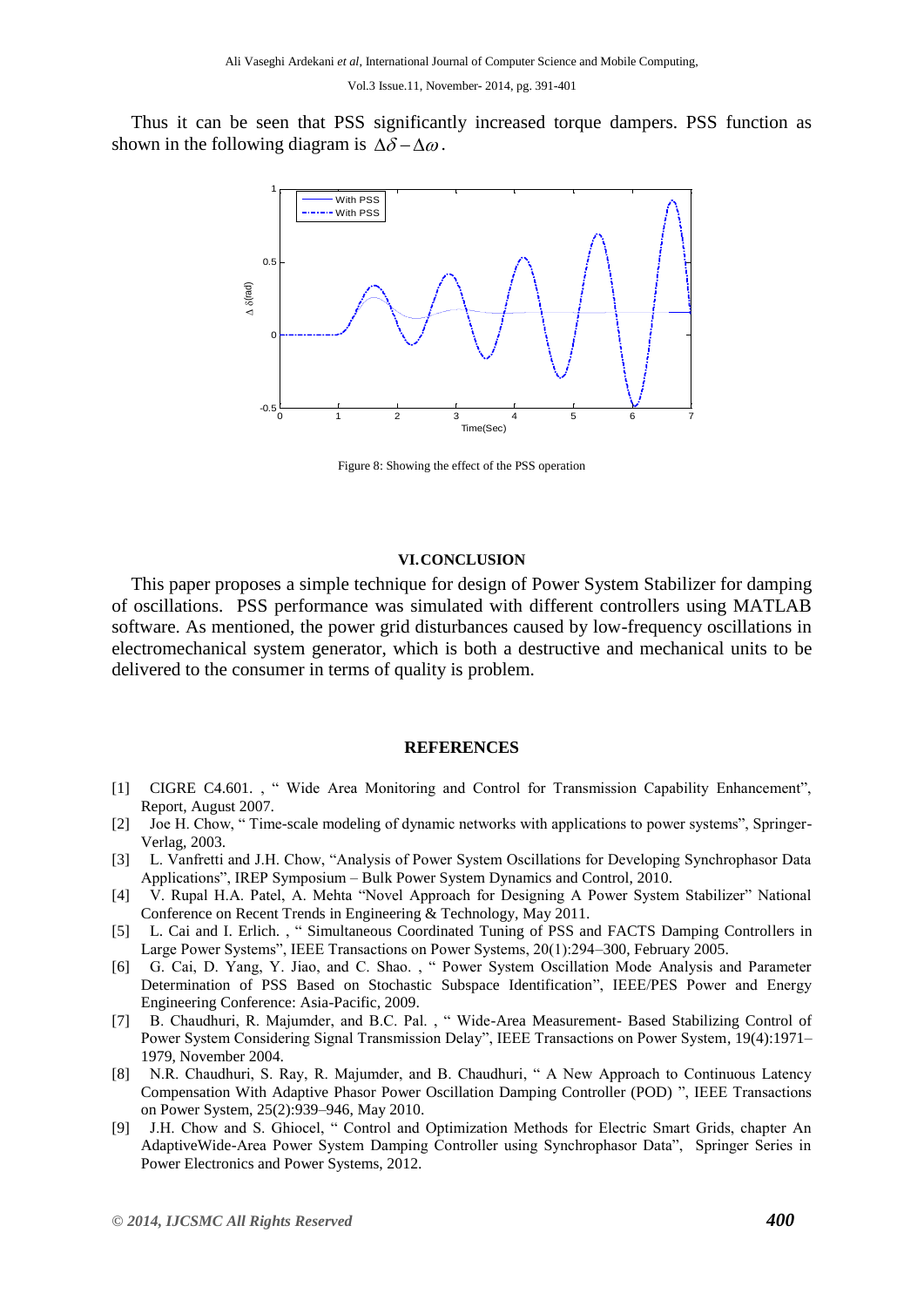Thus it can be seen that PSS significantly increased torque dampers. PSS function as shown in the following diagram is $\Delta\delta - \Delta\omega$.

Figure 8: Showing the effect of the PSS operation

## VI. CONCLUSION

This paper proposes a simple technique for design of Power System Stabilizer for damping of oscillations. PSS performance was simulated with different controllers using MATLAB software. As mentioned, the power grid disturbances caused by low-frequency oscillations in electromechanical system generator, which is both a destructive and mechanical units to be delivered to the consumer in terms of quality is problem.

## REFERENCES

[1] CIGRE C4.601. , " Wide Area Monitoring and Control for Transmission Capability Enhancement", Report, August 2007.

[2] Joe H. Chow, " Time-scale modeling of dynamic networks with applications to power systems", Springer-Verlag, 2003.

[3] L. Vanfretti and J.H. Chow, "Analysis of Power System Oscillations for Developing Synchrophasor Data Applications", IREP Symposium – Bulk Power System Dynamics and Control, 2010.

[4] V. Rupal H.A. Patel, A. Mehta "Novel Approach for Designing A Power System Stabilizer" National Conference on Recent Trends in Engineering & Technology, May 2011.

[5] L. Cai and I. Erlich. , " Simultaneous Coordinated Tuning of PSS and FACTS Damping Controllers in Large Power Systems", IEEE Transactions on Power Systems, 20(1):294–300, February 2005.

[6] G. Cai, D. Yang, Y. Jiao, and C. Shao. , " Power System Oscillation Mode Analysis and Parameter Determination of PSS Based on Stochastic Subspace Identification", IEEE/PES Power and Energy Engineering Conference: Asia-Pacific, 2009.

[7] B. Chaudhuri, R. Majumder, and B.C. Pal. , " Wide-Area Measurement- Based Stabilizing Control of Power System Considering Signal Transmission Delay", IEEE Transactions on Power System, 19(4):1971–1979, November 2004.

[8] N.R. Chaudhuri, S. Ray, R. Majumder, and B. Chaudhuri, " A New Approach to Continuous Latency Compensation With Adaptive Phasor Power Oscillation Damping Controller (POD) ", IEEE Transactions on Power System, 25(2):939–946, May 2010.

[9] J.H. Chow and S. Ghiocel, " Control and Optimization Methods for Electric Smart Grids, chapter An AdaptiveWide-Area Power System Damping Controller using Synchrophasor Data", Springer Series in Power Electronics and Power Systems, 2012.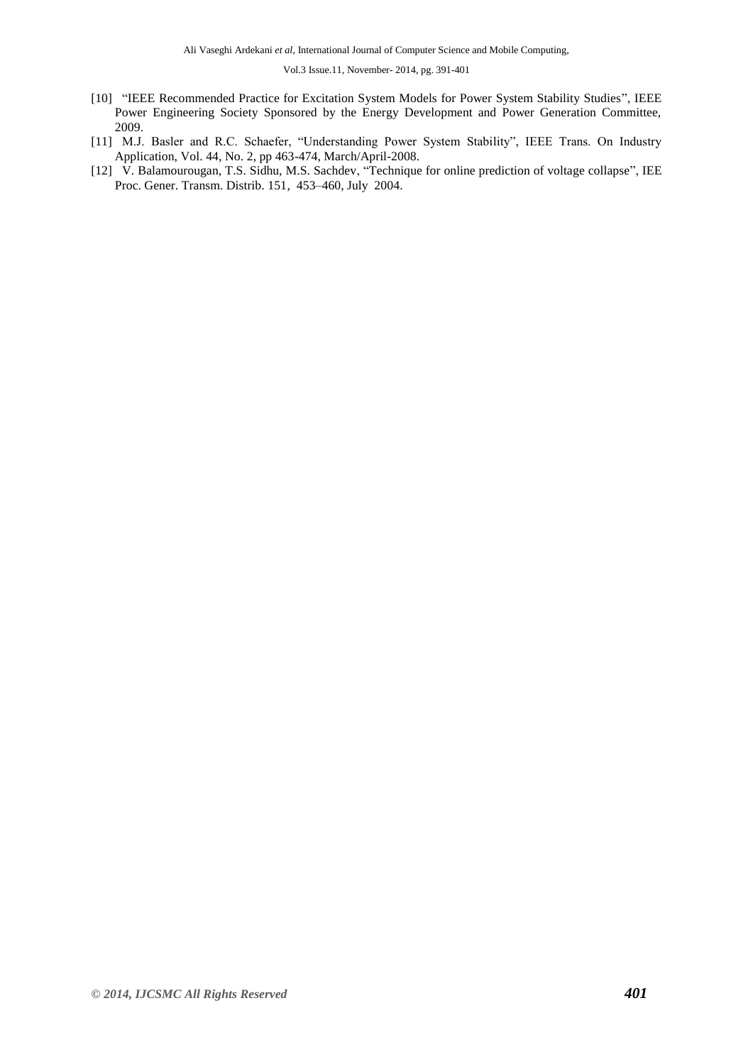[10] "IEEE Recommended Practice for Excitation System Models for Power System Stability Studies", IEEE Power Engineering Society Sponsored by the Energy Development and Power Generation Committee, 2009.

[11] M.J. Basler and R.C. Schaefer, "Understanding Power System Stability", IEEE Trans. On Industry Application, Vol. 44, No. 2, pp 463-474, March/April-2008.

[12] V. Balamourougan, T.S. Sidhu, M.S. Sachdev, "Technique for online prediction of voltage collapse", IEE Proc. Gener. Transm. Distrib. 151, 453–460, July 2004.